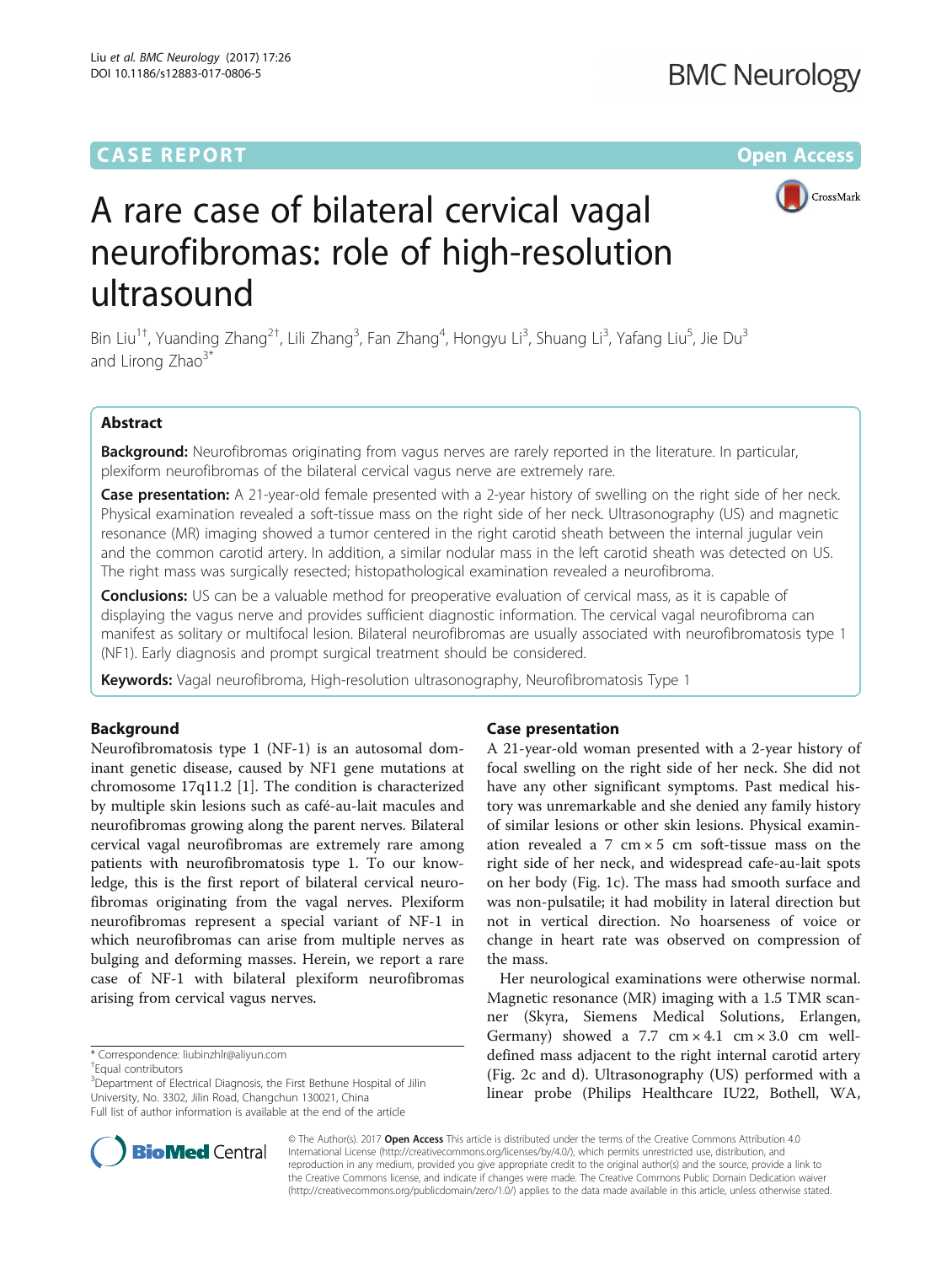CASE REPORT Open Access

# A rare case of bilateral cervical vagal neurofibromas: role of high-resolution ultrasound

Bin Liu[1†], Yuanding Zhang[2†], Lili Zhang[3], Fan Zhang[4], Hongyu Li[3], Shuang Li[3], Yafang Liu[5], Jie Du[3] and Lirong Zhao[3*]

## Abstract

**Background:** Neurofibromas originating from vagus nerves are rarely reported in the literature. In particular, plexiform neurofibromas of the bilateral cervical vagus nerve are extremely rare.

**Case presentation:** A 21-year-old female presented with a 2-year history of swelling on the right side of her neck. Physical examination revealed a soft-tissue mass on the right side of her neck. Ultrasonography (US) and magnetic resonance (MR) imaging showed a tumor centered in the right carotid sheath between the internal jugular vein and the common carotid artery. In addition, a similar nodular mass in the left carotid sheath was detected on US. The right mass was surgically resected; histopathological examination revealed a neurofibroma.

**Conclusions:** US can be a valuable method for preoperative evaluation of cervical mass, as it is capable of displaying the vagus nerve and provides sufficient diagnostic information. The cervical vagal neurofibroma can manifest as solitary or multifocal lesion. Bilateral neurofibromas are usually associated with neurofibromatosis type 1 (NF1). Early diagnosis and prompt surgical treatment should be considered.

**Keywords:** Vagal neurofibroma, High-resolution ultrasonography, Neurofibromatosis Type 1

## Background

Neurofibromatosis type 1 (NF-1) is an autosomal dominant genetic disease, caused by NF1 gene mutations at chromosome 17q11.2 [1]. The condition is characterized by multiple skin lesions such as café-au-lait macules and neurofibromas growing along the parent nerves. Bilateral cervical vagal neurofibromas are extremely rare among patients with neurofibromatosis type 1. To our knowledge, this is the first report of bilateral cervical neurofibromas originating from the vagal nerves. Plexiform neurofibromas represent a special variant of NF-1 in which neurofibromas can arise from multiple nerves as bulging and deforming masses. Herein, we report a rare case of NF-1 with bilateral plexiform neurofibromas arising from cervical vagus nerves.

## Case presentation

A 21-year-old woman presented with a 2-year history of focal swelling on the right side of her neck. She did not have any other significant symptoms. Past medical history was unremarkable and she denied any family history of similar lesions or other skin lesions. Physical examination revealed a 7 cm × 5 cm soft-tissue mass on the right side of her neck, and widespread cafe-au-lait spots on her body (Fig. 1c). The mass had smooth surface and was non-pulsatile; it had mobility in lateral direction but not in vertical direction. No hoarseness of voice or change in heart rate was observed on compression of the mass.

Her neurological examinations were otherwise normal. Magnetic resonance (MR) imaging with a 1.5 TMR scanner (Skyra, Siemens Medical Solutions, Erlangen, Germany) showed a 7.7 cm × 4.1 cm × 3.0 cm well-defined mass adjacent to the right internal carotid artery (Fig. 2c and d). Ultrasonography (US) performed with a linear probe (Philips Healthcare IU22, Bothell, WA,

\* Correspondence: liubinzhlr@aliyun.com
†Equal contributors
[3]Department of Electrical Diagnosis, the First Bethune Hospital of Jilin University, No. 3302, Jilin Road, Changchun 130021, China
Full list of author information is available at the end of the article

© The Author(s). 2017 **Open Access** This article is distributed under the terms of the Creative Commons Attribution 4.0 International License (http://creativecommons.org/licenses/by/4.0/), which permits unrestricted use, distribution, and reproduction in any medium, provided you give appropriate credit to the original author(s) and the source, provide a link to the Creative Commons license, and indicate if changes were made. The Creative Commons Public Domain Dedication waiver (http://creativecommons.org/publicdomain/zero/1.0/) applies to the data made available in this article, unless otherwise stated.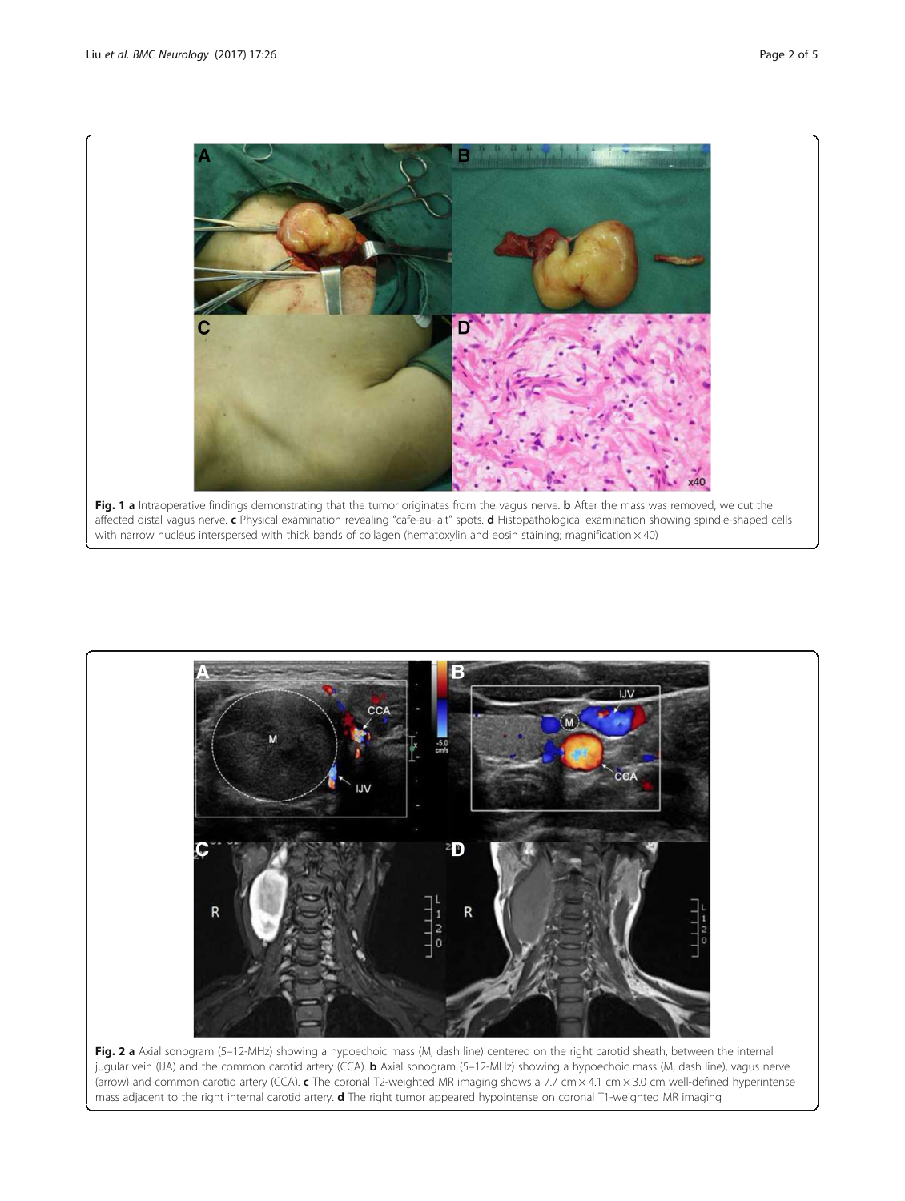**Fig. 1 a** Intraoperative findings demonstrating that the tumor originates from the vagus nerve. **b** After the mass was removed, we cut the affected distal vagus nerve. **c** Physical examination revealing "cafe-au-lait" spots. **d** Histopathological examination showing spindle-shaped cells with narrow nucleus interspersed with thick bands of collagen (hematoxylin and eosin staining; magnification × 40)

**Fig. 2 a** Axial sonogram (5–12-MHz) showing a hypoechoic mass (M, dash line) centered on the right carotid sheath, between the internal jugular vein (IJA) and the common carotid artery (CCA). **b** Axial sonogram (5–12-MHz) showing a hypoechoic mass (M, dash line), vagus nerve (arrow) and common carotid artery (CCA). **c** The coronal T2-weighted MR imaging shows a 7.7 cm × 4.1 cm × 3.0 cm well-defined hyperintense mass adjacent to the right internal carotid artery. **d** The right tumor appeared hypointense on coronal T1-weighted MR imaging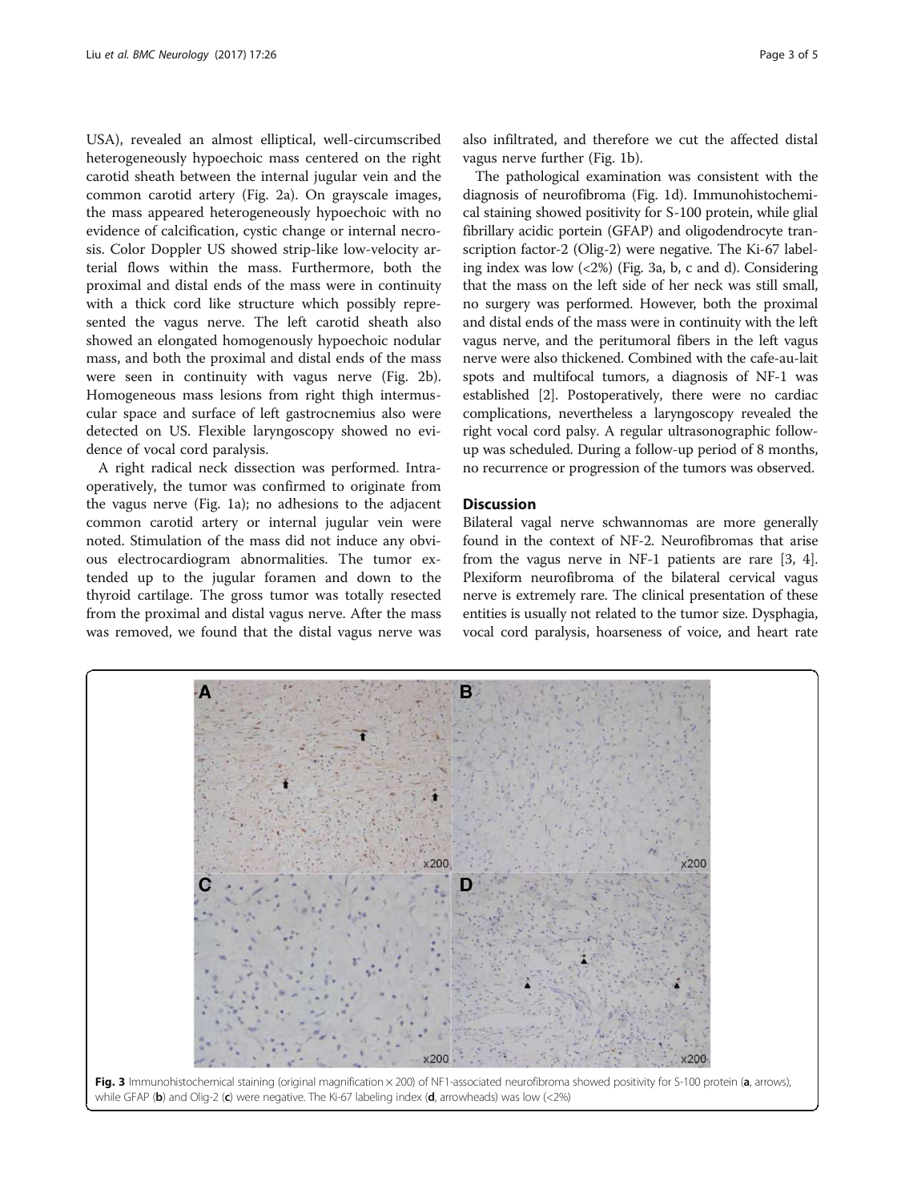USA), revealed an almost elliptical, well-circumscribed heterogeneously hypoechoic mass centered on the right carotid sheath between the internal jugular vein and the common carotid artery (Fig. 2a). On grayscale images, the mass appeared heterogeneously hypoechoic with no evidence of calcification, cystic change or internal necrosis. Color Doppler US showed strip-like low-velocity arterial flows within the mass. Furthermore, both the proximal and distal ends of the mass were in continuity with a thick cord like structure which possibly represented the vagus nerve. The left carotid sheath also showed an elongated homogenously hypoechoic nodular mass, and both the proximal and distal ends of the mass were seen in continuity with vagus nerve (Fig. 2b). Homogeneous mass lesions from right thigh intermuscular space and surface of left gastrocnemius also were detected on US. Flexible laryngoscopy showed no evidence of vocal cord paralysis.

A right radical neck dissection was performed. Intraoperatively, the tumor was confirmed to originate from the vagus nerve (Fig. 1a); no adhesions to the adjacent common carotid artery or internal jugular vein were noted. Stimulation of the mass did not induce any obvious electrocardiogram abnormalities. The tumor extended up to the jugular foramen and down to the thyroid cartilage. The gross tumor was totally resected from the proximal and distal vagus nerve. After the mass was removed, we found that the distal vagus nerve was also infiltrated, and therefore we cut the affected distal vagus nerve further (Fig. 1b).

The pathological examination was consistent with the diagnosis of neurofibroma (Fig. 1d). Immunohistochemical staining showed positivity for S-100 protein, while glial fibrillary acidic portein (GFAP) and oligodendrocyte transcription factor-2 (Olig-2) were negative. The Ki-67 labeling index was low (<2%) (Fig. 3a, b, c and d). Considering that the mass on the left side of her neck was still small, no surgery was performed. However, both the proximal and distal ends of the mass were in continuity with the left vagus nerve, and the peritumoral fibers in the left vagus nerve were also thickened. Combined with the cafe-au-lait spots and multifocal tumors, a diagnosis of NF-1 was established [2]. Postoperatively, there were no cardiac complications, nevertheless a laryngoscopy revealed the right vocal cord palsy. A regular ultrasonographic follow-up was scheduled. During a follow-up period of 8 months, no recurrence or progression of the tumors was observed.

## Discussion

Bilateral vagal nerve schwannomas are more generally found in the context of NF-2. Neurofibromas that arise from the vagus nerve in NF-1 patients are rare [3, 4]. Plexiform neurofibroma of the bilateral cervical vagus nerve is extremely rare. The clinical presentation of these entities is usually not related to the tumor size. Dysphagia, vocal cord paralysis, hoarseness of voice, and heart rate

**Fig. 3** Immunohistochemical staining (original magnification × 200) of NF1-associated neurofibroma showed positivity for S-100 protein (**a**, arrows), while GFAP (**b**) and Olig-2 (**c**) were negative. The Ki-67 labeling index (**d**, arrowheads) was low (<2%)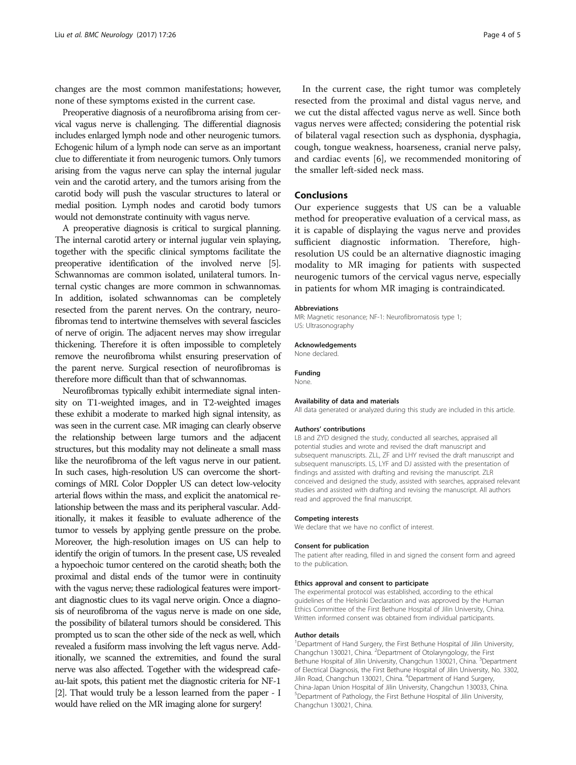changes are the most common manifestations; however, none of these symptoms existed in the current case.

Preoperative diagnosis of a neurofibroma arising from cervical vagus nerve is challenging. The differential diagnosis includes enlarged lymph node and other neurogenic tumors. Echogenic hilum of a lymph node can serve as an important clue to differentiate it from neurogenic tumors. Only tumors arising from the vagus nerve can splay the internal jugular vein and the carotid artery, and the tumors arising from the carotid body will push the vascular structures to lateral or medial position. Lymph nodes and carotid body tumors would not demonstrate continuity with vagus nerve.

A preoperative diagnosis is critical to surgical planning. The internal carotid artery or internal jugular vein splaying, together with the specific clinical symptoms facilitate the preoperative identification of the involved nerve [5]. Schwannomas are common isolated, unilateral tumors. Internal cystic changes are more common in schwannomas. In addition, isolated schwannomas can be completely resected from the parent nerves. On the contrary, neurofibromas tend to intertwine themselves with several fascicles of nerve of origin. The adjacent nerves may show irregular thickening. Therefore it is often impossible to completely remove the neurofibroma whilst ensuring preservation of the parent nerve. Surgical resection of neurofibromas is therefore more difficult than that of schwannomas.

Neurofibromas typically exhibit intermediate signal intensity on T1-weighted images, and in T2-weighted images these exhibit a moderate to marked high signal intensity, as was seen in the current case. MR imaging can clearly observe the relationship between large tumors and the adjacent structures, but this modality may not delineate a small mass like the neurofibroma of the left vagus nerve in our patient. In such cases, high-resolution US can overcome the shortcomings of MRI. Color Doppler US can detect low-velocity arterial flows within the mass, and explicit the anatomical relationship between the mass and its peripheral vascular. Additionally, it makes it feasible to evaluate adherence of the tumor to vessels by applying gentle pressure on the probe. Moreover, the high-resolution images on US can help to identify the origin of tumors. In the present case, US revealed a hypoechoic tumor centered on the carotid sheath; both the proximal and distal ends of the tumor were in continuity with the vagus nerve; these radiological features were important diagnostic clues to its vagal nerve origin. Once a diagnosis of neurofibroma of the vagus nerve is made on one side, the possibility of bilateral tumors should be considered. This prompted us to scan the other side of the neck as well, which revealed a fusiform mass involving the left vagus nerve. Additionally, we scanned the extremities, and found the sural nerve was also affected. Together with the widespread cafe-au-lait spots, this patient met the diagnostic criteria for NF-1 [2]. That would truly be a lesson learned from the paper - I would have relied on the MR imaging alone for surgery!

In the current case, the right tumor was completely resected from the proximal and distal vagus nerve, and we cut the distal affected vagus nerve as well. Since both vagus nerves were affected; considering the potential risk of bilateral vagal resection such as dysphonia, dysphagia, cough, tongue weakness, hoarseness, cranial nerve palsy, and cardiac events [6], we recommended monitoring of the smaller left-sided neck mass.

## Conclusions

Our experience suggests that US can be a valuable method for preoperative evaluation of a cervical mass, as it is capable of displaying the vagus nerve and provides sufficient diagnostic information. Therefore, high-resolution US could be an alternative diagnostic imaging modality to MR imaging for patients with suspected neurogenic tumors of the cervical vagus nerve, especially in patients for whom MR imaging is contraindicated.

#### Abbreviations

MR: Magnetic resonance; NF-1: Neurofibromatosis type 1; US: Ultrasonography

#### Acknowledgements

None declared.

#### Funding

None.

#### Availability of data and materials

All data generated or analyzed during this study are included in this article.

#### Authors' contributions

LB and ZYD designed the study, conducted all searches, appraised all potential studies and wrote and revised the draft manuscript and subsequent manuscripts. ZLL, ZF and LHY revised the draft manuscript and subsequent manuscripts. LS, LYF and DJ assisted with the presentation of findings and assisted with drafting and revising the manuscript. ZLR conceived and designed the study, assisted with searches, appraised relevant studies and assisted with drafting and revising the manuscript. All authors read and approved the final manuscript.

#### Competing interests

We declare that we have no conflict of interest.

#### Consent for publication

The patient after reading, filled in and signed the consent form and agreed to the publication.

#### Ethics approval and consent to participate

The experimental protocol was established, according to the ethical guidelines of the Helsinki Declaration and was approved by the Human Ethics Committee of the First Bethune Hospital of Jilin University, China. Written informed consent was obtained from individual participants.

#### Author details

[1]Department of Hand Surgery, the First Bethune Hospital of Jilin University, Changchun 130021, China. [2]Department of Otolaryngology, the First Bethune Hospital of Jilin University, Changchun 130021, China. [3]Department of Electrical Diagnosis, the First Bethune Hospital of Jilin University, No. 3302, Jilin Road, Changchun 130021, China. [4]Department of Hand Surgery, China-Japan Union Hospital of Jilin University, Changchun 130033, China. [5]Department of Pathology, the First Bethune Hospital of Jilin University, Changchun 130021, China.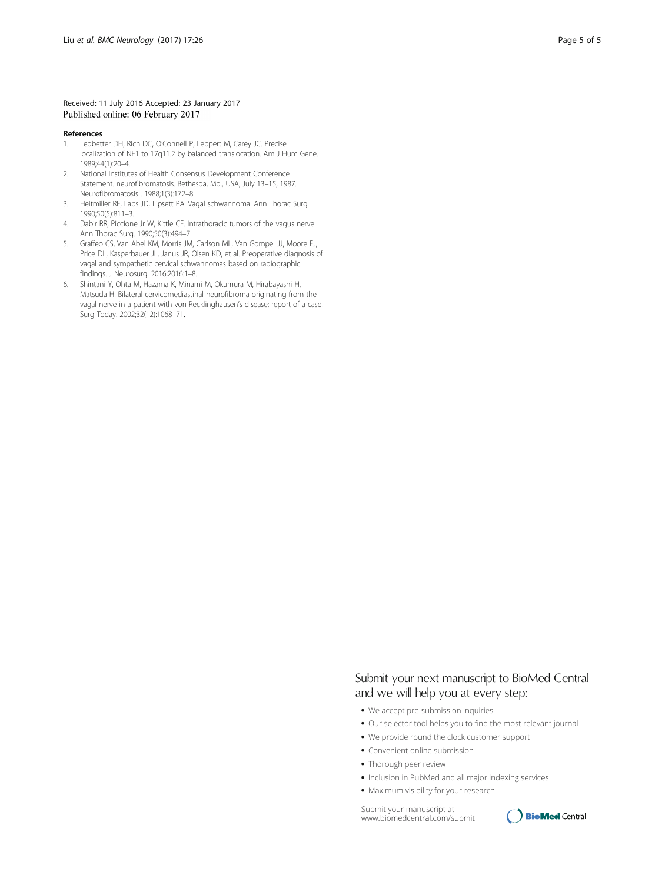Received: 11 July 2016 Accepted: 23 January 2017
Published online: 06 February 2017

## References

1. Ledbetter DH, Rich DC, O'Connell P, Leppert M, Carey JC. Precise localization of NF1 to 17q11.2 by balanced translocation. Am J Hum Gene. 1989;44(1):20–4.
2. National Institutes of Health Consensus Development Conference Statement. neurofibromatosis. Bethesda, Md., USA, July 13–15, 1987. Neurofibromatosis . 1988;1(3):172–8.
3. Heitmiller RF, Labs JD, Lipsett PA. Vagal schwannoma. Ann Thorac Surg. 1990;50(5):811–3.
4. Dabir RR, Piccione Jr W, Kittle CF. Intrathoracic tumors of the vagus nerve. Ann Thorac Surg. 1990;50(3):494–7.
5. Graffeo CS, Van Abel KM, Morris JM, Carlson ML, Van Gompel JJ, Moore EJ, Price DL, Kasperbauer JL, Janus JR, Olsen KD, et al. Preoperative diagnosis of vagal and sympathetic cervical schwannomas based on radiographic findings. J Neurosurg. 2016;2016:1–8.
6. Shintani Y, Ohta M, Hazama K, Minami M, Okumura M, Hirabayashi H, Matsuda H. Bilateral cervicomediastinal neurofibroma originating from the vagal nerve in a patient with von Recklinghausen's disease: report of a case. Surg Today. 2002;32(12):1068–71.

Submit your next manuscript to BioMed Central and we will help you at every step:

- We accept pre-submission inquiries
- Our selector tool helps you to find the most relevant journal
- We provide round the clock customer support
- Convenient online submission
- Thorough peer review
- Inclusion in PubMed and all major indexing services
- Maximum visibility for your research

Submit your manuscript at
www.biomedcentral.com/submit

BioMed Central